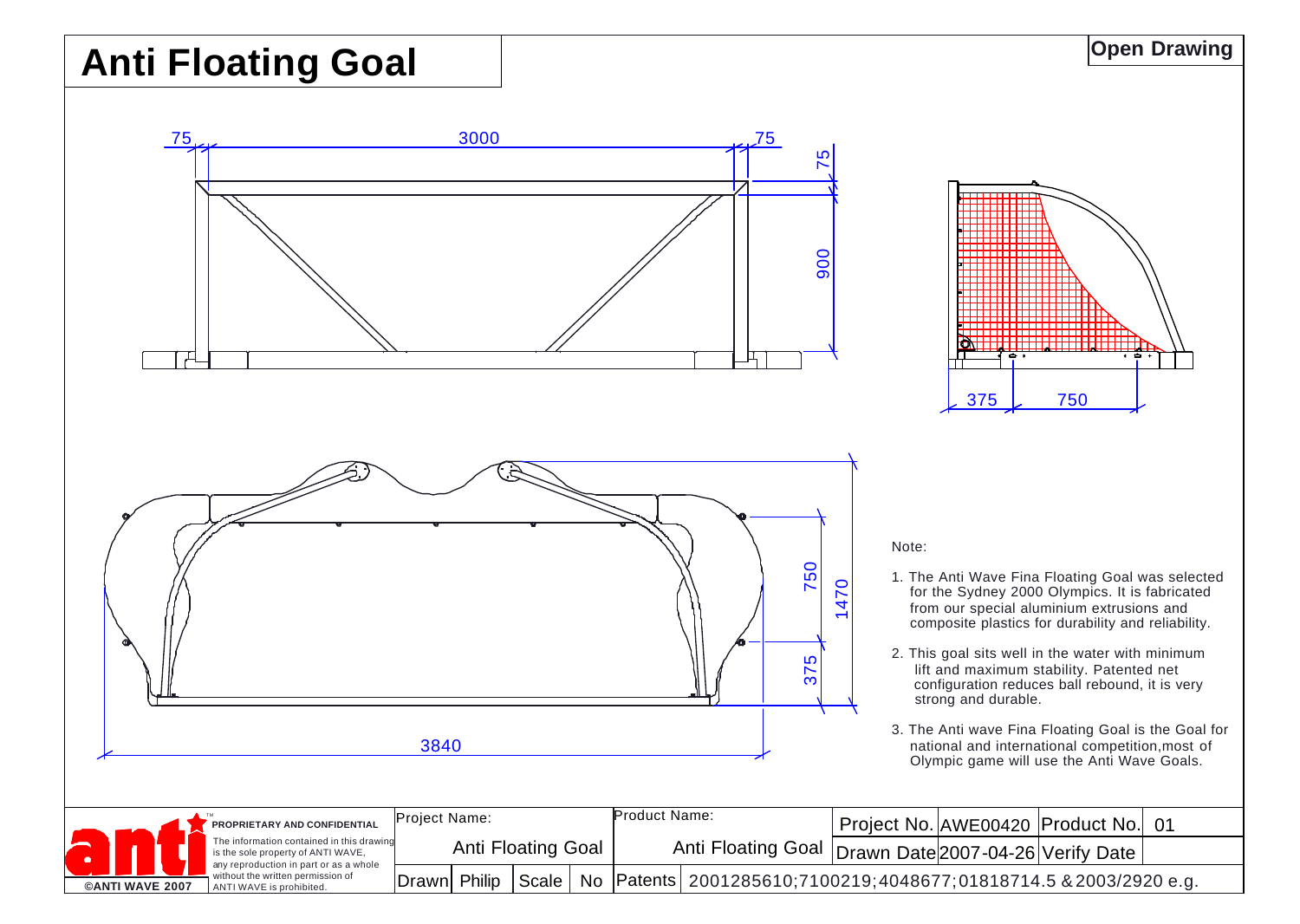# Anti Floating Goal

**Open Drawing**

75 3000 75

75

900

375 750

750

1470

375

3840

Note:

1. The Anti Wave Fina Floating Goal was selected for the Sydney 2000 Olympics. It is fabricated from our special aluminium extrusions and composite plastics for durability and reliability.
2. This goal sits well in the water with minimum lift and maximum stability. Patented net configuration reduces ball rebound, it is very strong and durable.
3. The Anti wave Fina Floating Goal is the Goal for national and international competition,most of Olympic game will use the Anti Wave Goals.

**©ANTI WAVE 2007**

**PROPRIETARY AND CONFIDENTIAL**
The information contained in this drawing is the sole property of ANTI WAVE, any reproduction in part or as a whole without the written permission of ANTI WAVE is prohibited.

| Project Name: | | | | Product Name: | | Project No. | AWE00420 | Product No. | 01 |
|---|---|---|---|---|---|---|---|---|---|
| Anti Floating Goal | | | | Anti Floating Goal | | Drawn Date | 2007-04-26 | Verify Date | |
| Drawn | Philip | Scale | No | Patents | 2001285610;7100219;4048677;01818714.5 & 2003/2920 e.g. | | | | |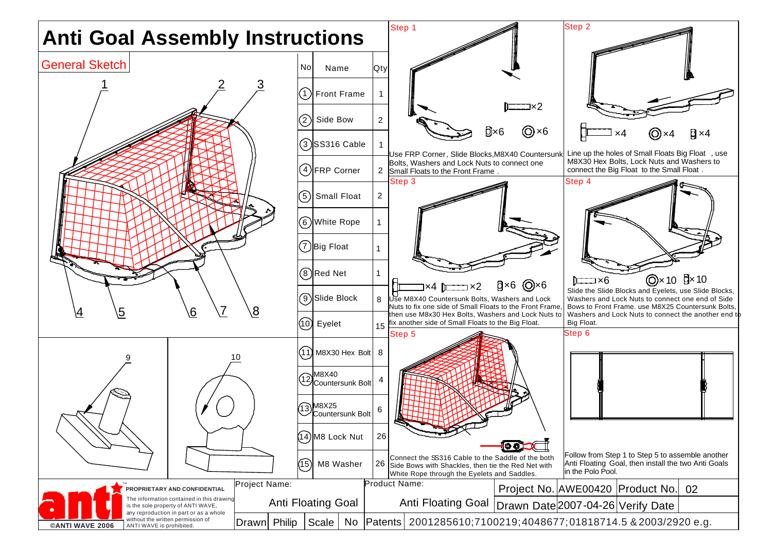# Anti Goal Assembly Instructions

## General Sketch

1 2 3

4 5 6 7 8

9 10

| No | Name | Qty |
|---|---|---|
| 1 | Front Frame | 1 |
| 2 | Side Bow | 2 |
| 3 | SS316 Cable | 1 |
| 4 | FRP Corner | 2 |
| 5 | Small Float | 2 |
| 6 | White Rope | 1 |
| 7 | Big Float | 1 |
| 8 | Red Net | 1 |
| 9 | Slide Block | 8 |
| 10 | Eyelet | 15 |
| 11 | M8X30 Hex Bolt | 8 |
| 12 | M8X40 Countersunk Bolt | 4 |
| 13 | M8X25 Countersunk Bolt | 6 |
| 14 | M8 Lock Nut | 26 |
| 15 | M8 Washer | 26 |

## Step 1

×2

×6 ×6

Use FRP Corner, Slide Blocks, M8X40 Countersunk Bolts, Washers and Lock Nuts to connect one Small Floats to the Front Frame.

## Step 2

×4 ×4 ×4

Line up the holes of Small Floats Big Float, use M8X30 Hex Bolts, Lock Nuts and Washers to connect the Big Float to the Small Float.

## Step 3

×4 ×2 ×6 ×6

Use M8X40 Countersunk Bolts, Washers and Lock Nuts to fix one side of Small Floats to the Front Frame, then use M8x30 Hex Bolts, Washers and Lock Nuts to fix another side of Small Floats to the Big Float.

## Step 4

×6 ×10 ×10

Slide the Slide Blocks and Eyelets, use Slide Blocks, Washers and Lock Nuts to connect one end of Side Bows to Front Frame. use M8X25 Countersunk Bolts, Washers and Lock Nuts to connect the another end to Big Float.

## Step 5

Connect the SS316 Cable to the Saddle of the both Side Bows with Shackles, then tie the Red Net with White Rope through the Eyelets and Saddles.

## Step 6

Follow from Step 1 to Step 5 to assemble another Anti Floating Goal, then install the two Anti Goals in the Polo Pool.

---

anti™ ©ANTI WAVE 2006

**PROPRIETARY AND CONFIDENTIAL**

The information contained in this drawing is the sole property of ANTI WAVE, any reproduction in part or as a whole without the written permission of ANTI WAVE is prohibited.

| | | | | | | |
|---|---|---|---|---|---|---|
| Project Name: Anti Floating Goal | | Product Name: Anti Floating Goal | Project No. | AWE00420 | Product No. | 02 |
| | | | Drawn Date | 2007-04-26 | Verify Date | |
| Drawn | Philip | Scale: No | Patents | 2001285610;7100219;4048677;01818714.5 &2003/2920 e.g. | | |